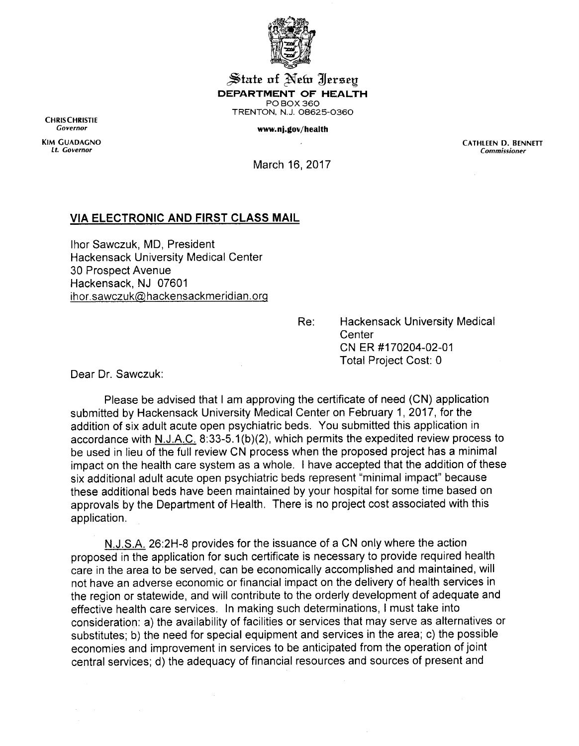State of New Jersey
**DEPARTMENT OF HEALTH**
PO BOX 360
TRENTON, N.J. 08625-0360

**www.nj.gov/health**

CHRIS CHRISTIE
*Governor*

KIM GUADAGNO
*Lt. Governor*

CATHLEEN D. BENNETT
*Commissioner*

March 16, 2017

**VIA ELECTRONIC AND FIRST CLASS MAIL**

Ihor Sawczuk, MD, President
Hackensack University Medical Center
30 Prospect Avenue
Hackensack, NJ 07601
ihor.sawczuk@hackensackmeridian.org

Re: Hackensack University Medical Center
CN ER #170204-02-01
Total Project Cost: 0

Dear Dr. Sawczuk:

Please be advised that I am approving the certificate of need (CN) application submitted by Hackensack University Medical Center on February 1, 2017, for the addition of six adult acute open psychiatric beds. You submitted this application in accordance with N.J.A.C. 8:33-5.1(b)(2), which permits the expedited review process to be used in lieu of the full review CN process when the proposed project has a minimal impact on the health care system as a whole. I have accepted that the addition of these six additional adult acute open psychiatric beds represent "minimal impact" because these additional beds have been maintained by your hospital for some time based on approvals by the Department of Health. There is no project cost associated with this application.

N.J.S.A. 26:2H-8 provides for the issuance of a CN only where the action proposed in the application for such certificate is necessary to provide required health care in the area to be served, can be economically accomplished and maintained, will not have an adverse economic or financial impact on the delivery of health services in the region or statewide, and will contribute to the orderly development of adequate and effective health care services. In making such determinations, I must take into consideration: a) the availability of facilities or services that may serve as alternatives or substitutes; b) the need for special equipment and services in the area; c) the possible economies and improvement in services to be anticipated from the operation of joint central services; d) the adequacy of financial resources and sources of present and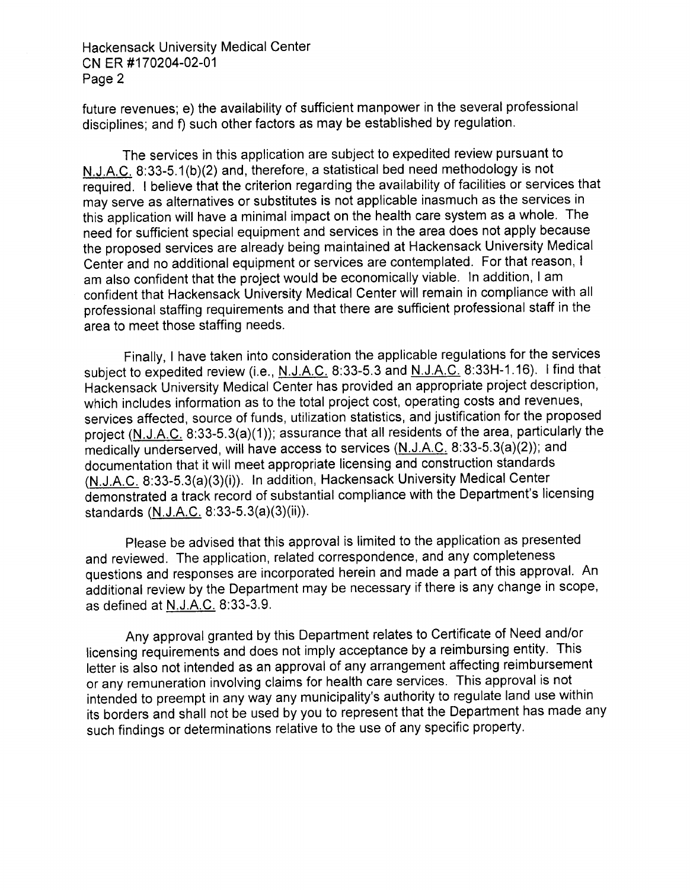future revenues; e) the availability of sufficient manpower in the several professional disciplines; and f) such other factors as may be established by regulation.

The services in this application are subject to expedited review pursuant to N.J.A.C. 8:33-5.1(b)(2) and, therefore, a statistical bed need methodology is not required. I believe that the criterion regarding the availability of facilities or services that may serve as alternatives or substitutes is not applicable inasmuch as the services in this application will have a minimal impact on the health care system as a whole. The need for sufficient special equipment and services in the area does not apply because the proposed services are already being maintained at Hackensack University Medical Center and no additional equipment or services are contemplated. For that reason, I am also confident that the project would be economically viable. In addition, I am confident that Hackensack University Medical Center will remain in compliance with all professional staffing requirements and that there are sufficient professional staff in the area to meet those staffing needs.

Finally, I have taken into consideration the applicable regulations for the services subject to expedited review (i.e., N.J.A.C. 8:33-5.3 and N.J.A.C. 8:33H-1.16). I find that Hackensack University Medical Center has provided an appropriate project description, which includes information as to the total project cost, operating costs and revenues, services affected, source of funds, utilization statistics, and justification for the proposed project (N.J.A.C. 8:33-5.3(a)(1)); assurance that all residents of the area, particularly the medically underserved, will have access to services (N.J.A.C. 8:33-5.3(a)(2)); and documentation that it will meet appropriate licensing and construction standards (N.J.A.C. 8:33-5.3(a)(3)(i)). In addition, Hackensack University Medical Center demonstrated a track record of substantial compliance with the Department's licensing standards (N.J.A.C. 8:33-5.3(a)(3)(ii)).

Please be advised that this approval is limited to the application as presented and reviewed. The application, related correspondence, and any completeness questions and responses are incorporated herein and made a part of this approval. An additional review by the Department may be necessary if there is any change in scope, as defined at N.J.A.C. 8:33-3.9.

Any approval granted by this Department relates to Certificate of Need and/or licensing requirements and does not imply acceptance by a reimbursing entity. This letter is also not intended as an approval of any arrangement affecting reimbursement or any remuneration involving claims for health care services. This approval is not intended to preempt in any way any municipality's authority to regulate land use within its borders and shall not be used by you to represent that the Department has made any such findings or determinations relative to the use of any specific property.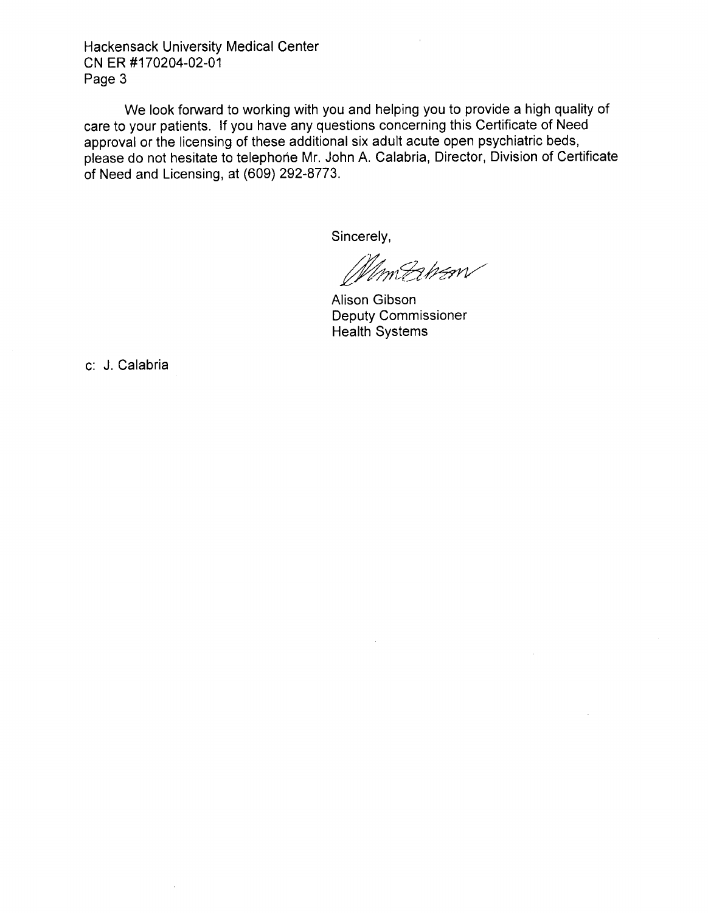We look forward to working with you and helping you to provide a high quality of care to your patients. If you have any questions concerning this Certificate of Need approval or the licensing of these additional six adult acute open psychiatric beds, please do not hesitate to telephone Mr. John A. Calabria, Director, Division of Certificate of Need and Licensing, at (609) 292-8773.

Sincerely,

Alison Gibson
Deputy Commissioner
Health Systems

c: J. Calabria